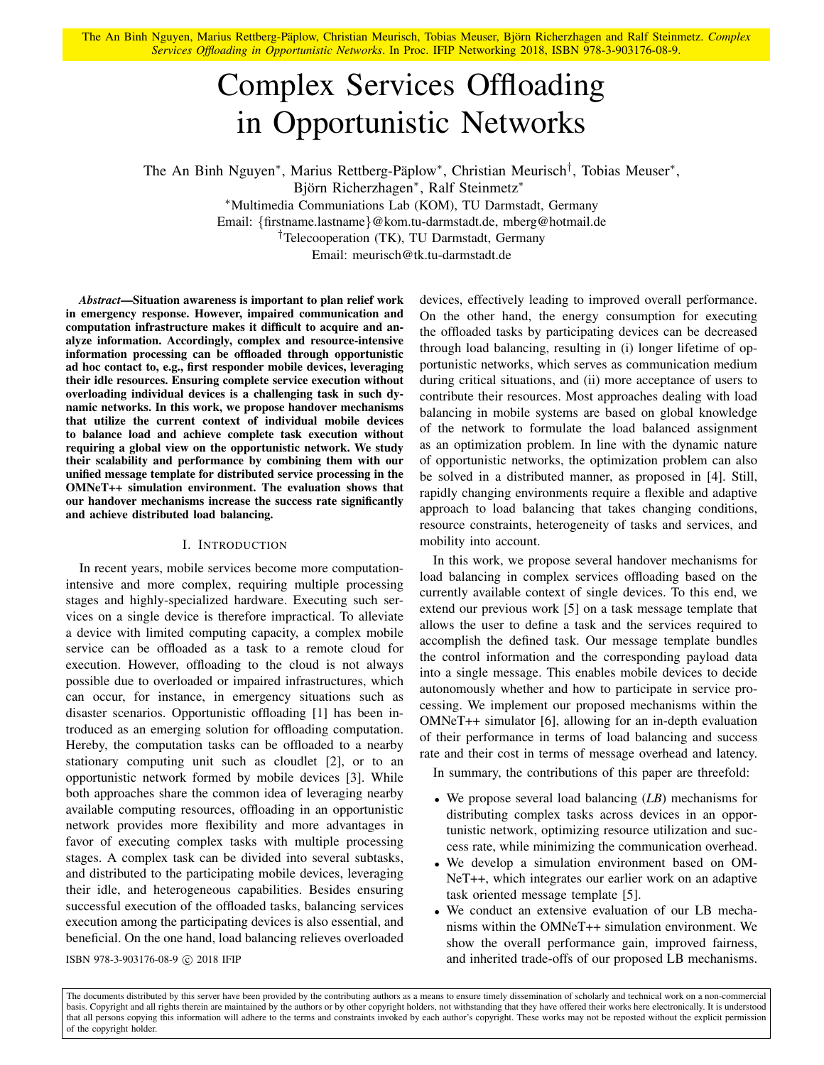The An Binh Nguyen, Marius Rettberg-Päplow, Christian Meurisch, Tobias Meuser, Björn Richerzhagen and Ralf Steinmetz. *Complex Services Offloading in Opportunistic Networks*. In Proc. IFIP Networking 2018, ISBN 978-3-903176-08-9.

# Complex Services Offloading in Opportunistic Networks

The An Binh Nguyen*, Marius Rettberg-Päplow*, Christian Meurisch†, Tobias Meuser*, Björn Richerzhagen*, Ralf Steinmetz*

*Multimedia Communications Lab (KOM), TU Darmstadt, Germany
Email: {firstname.lastname}@kom.tu-darmstadt.de, mberg@hotmail.de

†Telecooperation (TK), TU Darmstadt, Germany
Email: meurisch@tk.tu-darmstadt.de

***Abstract*—Situation awareness is important to plan relief work in emergency response. However, impaired communication and computation infrastructure makes it difficult to acquire and analyze information. Accordingly, complex and resource-intensive information processing can be offloaded through opportunistic ad hoc contact to, e.g., first responder mobile devices, leveraging their idle resources. Ensuring complete service execution without overloading individual devices is a challenging task in such dynamic networks. In this work, we propose handover mechanisms that utilize the current context of individual mobile devices to balance load and achieve complete task execution without requiring a global view on the opportunistic network. We study their scalability and performance by combining them with our unified message template for distributed service processing in the OMNeT++ simulation environment. The evaluation shows that our handover mechanisms increase the success rate significantly and achieve distributed load balancing.**

## I. Introduction

In recent years, mobile services become more computation-intensive and more complex, requiring multiple processing stages and highly-specialized hardware. Executing such services on a single device is therefore impractical. To alleviate a device with limited computing capacity, a complex mobile service can be offloaded as a task to a remote cloud for execution. However, offloading to the cloud is not always possible due to overloaded or impaired infrastructures, which can occur, for instance, in emergency situations such as disaster scenarios. Opportunistic offloading [1] has been introduced as an emerging solution for offloading computation. Hereby, the computation tasks can be offloaded to a nearby stationary computing unit such as cloudlet [2], or to an opportunistic network formed by mobile devices [3]. While both approaches share the common idea of leveraging nearby available computing resources, offloading in an opportunistic network provides more flexibility and more advantages in favor of executing complex tasks with multiple processing stages. A complex task can be divided into several subtasks, and distributed to the participating mobile devices, leveraging their idle, and heterogeneous capabilities. Besides ensuring successful execution of the offloaded tasks, balancing services execution among the participating devices is also essential, and beneficial. On the one hand, load balancing relieves overloaded devices, effectively leading to improved overall performance. On the other hand, the energy consumption for executing the offloaded tasks by participating devices can be decreased through load balancing, resulting in (i) longer lifetime of opportunistic networks, which serves as communication medium during critical situations, and (ii) more acceptance of users to contribute their resources. Most approaches dealing with load balancing in mobile systems are based on global knowledge of the network to formulate the load balanced assignment as an optimization problem. In line with the dynamic nature of opportunistic networks, the optimization problem can also be solved in a distributed manner, as proposed in [4]. Still, rapidly changing environments require a flexible and adaptive approach to load balancing that takes changing conditions, resource constraints, heterogeneity of tasks and services, and mobility into account.

In this work, we propose several handover mechanisms for load balancing in complex services offloading based on the currently available context of single devices. To this end, we extend our previous work [5] on a task message template that allows the user to define a task and the services required to accomplish the defined task. Our message template bundles the control information and the corresponding payload data into a single message. This enables mobile devices to decide autonomously whether and how to participate in service processing. We implement our proposed mechanisms within the OMNeT++ simulator [6], allowing for an in-depth evaluation of their performance in terms of load balancing and success rate and their cost in terms of message overhead and latency.

In summary, the contributions of this paper are threefold:

- We propose several load balancing (*LB*) mechanisms for distributing complex tasks across devices in an opportunistic network, optimizing resource utilization and success rate, while minimizing the communication overhead.
- We develop a simulation environment based on OMNeT++, which integrates our earlier work on an adaptive task oriented message template [5].
- We conduct an extensive evaluation of our LB mechanisms within the OMNeT++ simulation environment. We show the overall performance gain, improved fairness, and inherited trade-offs of our proposed LB mechanisms.

ISBN 978-3-903176-08-9 © 2018 IFIP

The documents distributed by this server have been provided by the contributing authors as a means to ensure timely dissemination of scholarly and technical work on a non-commercial basis. Copyright and all rights therein are maintained by the authors or by other copyright holders, not withstanding that they have offered their works here electronically. It is understood that all persons copying this information will adhere to the terms and constraints invoked by each author's copyright. These works may not be reposted without the explicit permission of the copyright holder.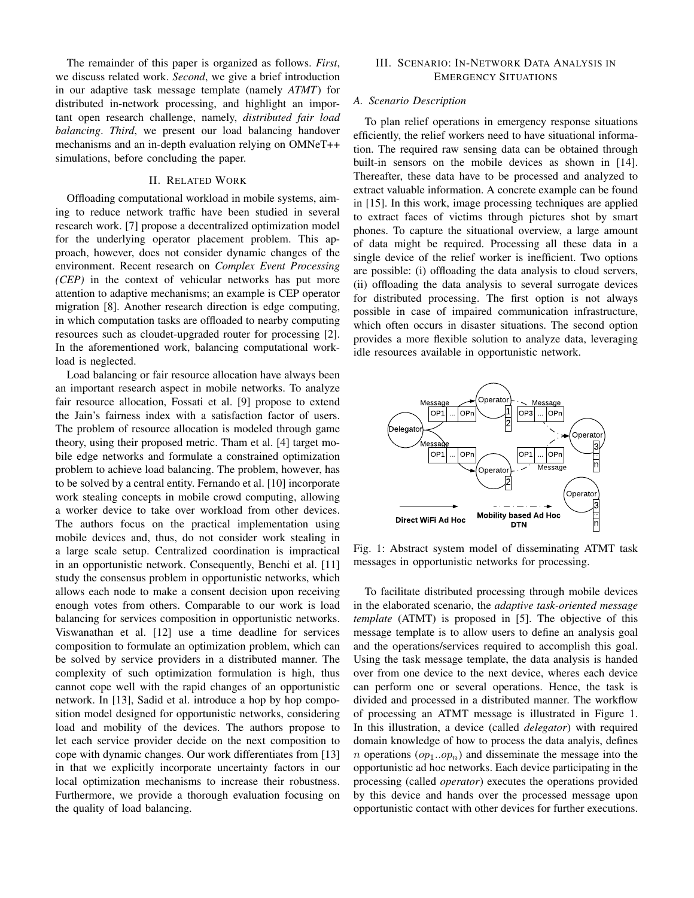The remainder of this paper is organized as follows. *First*, we discuss related work. *Second*, we give a brief introduction in our adaptive task message template (namely *ATMT*) for distributed in-network processing, and highlight an important open research challenge, namely, *distributed fair load balancing*. *Third*, we present our load balancing handover mechanisms and an in-depth evaluation relying on OMNeT++ simulations, before concluding the paper.

## II. Related Work

Offloading computational workload in mobile systems, aiming to reduce network traffic have been studied in several research work. [7] propose a decentralized optimization model for the underlying operator placement problem. This approach, however, does not consider dynamic changes of the environment. Recent research on *Complex Event Processing (CEP)* in the context of vehicular networks has put more attention to adaptive mechanisms; an example is CEP operator migration [8]. Another research direction is edge computing, in which computation tasks are offloaded to nearby computing resources such as cloudet-upgraded router for processing [2]. In the aforementioned work, balancing computational workload is neglected.

Load balancing or fair resource allocation have always been an important research aspect in mobile networks. To analyze fair resource allocation, Fossati et al. [9] propose to extend the Jain's fairness index with a satisfaction factor of users. The problem of resource allocation is modeled through game theory, using their proposed metric. Tham et al. [4] target mobile edge networks and formulate a constrained optimization problem to achieve load balancing. The problem, however, has to be solved by a central entity. Fernando et al. [10] incorporate work stealing concepts in mobile crowd computing, allowing a worker device to take over workload from other devices. The authors focus on the practical implementation using mobile devices and, thus, do not consider work stealing in a large scale setup. Centralized coordination is impractical in an opportunistic network. Consequently, Benchi et al. [11] study the consensus problem in opportunistic networks, which allows each node to make a consent decision upon receiving enough votes from others. Comparable to our work is load balancing for services composition in opportunistic networks. Viswanathan et al. [12] use a time deadline for services composition to formulate an optimization problem, which can be solved by service providers in a distributed manner. The complexity of such optimization formulation is high, thus cannot cope well with the rapid changes of an opportunistic network. In [13], Sadid et al. introduce a hop by hop composition model designed for opportunistic networks, considering load and mobility of the devices. The authors propose to let each service provider decide on the next composition to cope with dynamic changes. Our work differentiates from [13] in that we explicitly incorporate uncertainty factors in our local optimization mechanisms to increase their robustness. Furthermore, we provide a thorough evaluation focusing on the quality of load balancing.

## III. Scenario: In-Network Data Analysis in Emergency Situations

### A. Scenario Description

To plan relief operations in emergency response situations efficiently, the relief workers need to have situational information. The required raw sensing data can be obtained through built-in sensors on the mobile devices as shown in [14]. Thereafter, these data have to be processed and analyzed to extract valuable information. A concrete example can be found in [15]. In this work, image processing techniques are applied to extract faces of victims through pictures shot by smart phones. To capture the situational overview, a large amount of data might be required. Processing all these data in a single device of the relief worker is inefficient. Two options are possible: (i) offloading the data analysis to cloud servers, (ii) offloading the data analysis to several surrogate devices for distributed processing. The first option is not always possible in case of impaired communication infrastructure, which often occurs in disaster situations. The second option provides a more flexible solution to analyze data, leveraging idle resources available in opportunistic network.

Fig. 1: Abstract system model of disseminating ATMT task messages in opportunistic networks for processing.

To facilitate distributed processing through mobile devices in the elaborated scenario, the *adaptive task-oriented message template* (ATMT) is proposed in [5]. The objective of this message template is to allow users to define an analysis goal and the operations/services required to accomplish this goal. Using the task message template, the data analysis is handed over from one device to the next device, wheres each device can perform one or several operations. Hence, the task is divided and processed in a distributed manner. The workflow of processing an ATMT message is illustrated in Figure 1. In this illustration, a device (called *delegator*) with required domain knowledge of how to process the data analyis, defines $n$ operations ($op_1..op_n$) and disseminate the message into the opportunistic ad hoc networks. Each device participating in the processing (called *operator*) executes the operations provided by this device and hands over the processed message upon opportunistic contact with other devices for further executions.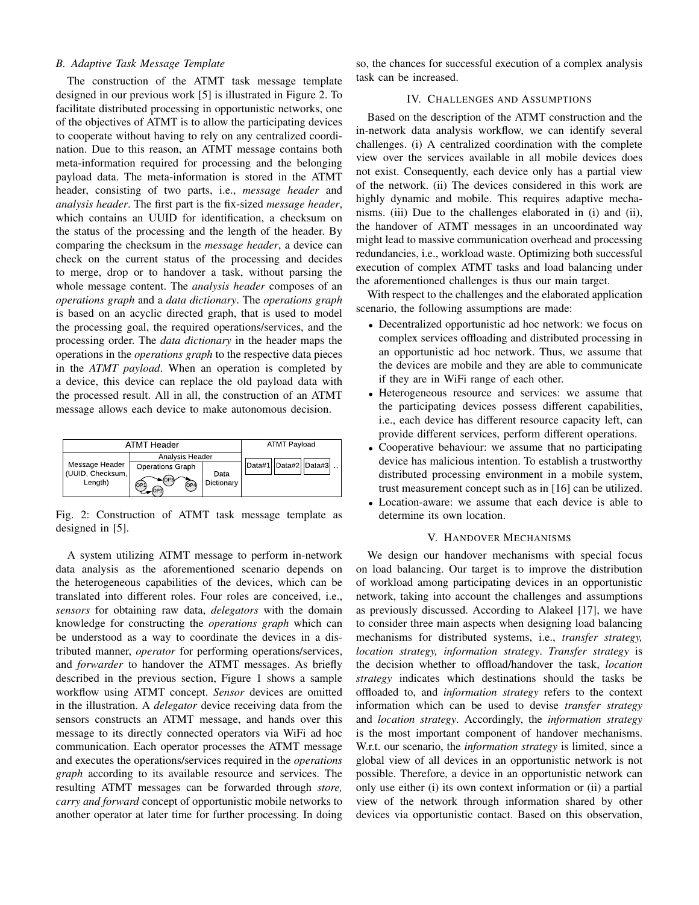### B. Adaptive Task Message Template

The construction of the ATMT task message template designed in our previous work [5] is illustrated in Figure 2. To facilitate distributed processing in opportunistic networks, one of the objectives of ATMT is to allow the participating devices to cooperate without having to rely on any centralized coordination. Due to this reason, an ATMT message contains both meta-information required for processing and the belonging payload data. The meta-information is stored in the ATMT header, consisting of two parts, i.e., *message header* and *analysis header*. The first part is the fix-sized *message header*, which contains an UUID for identification, a checksum on the status of the processing and the length of the header. By comparing the checksum in the *message header*, a device can check on the current status of the processing and decides to merge, drop or to handover a task, without parsing the whole message content. The *analysis header* composes of an *operations graph* and a *data dictionary*. The *operations graph* is based on an acyclic directed graph, that is used to model the processing goal, the required operations/services, and the processing order. The *data dictionary* in the header maps the operations in the *operations graph* to the respective data pieces in the *ATMT payload*. When an operation is completed by a device, this device can replace the old payload data with the processed result. All in all, the construction of an ATMT message allows each device to make autonomous decision.

| ATMT Header | | | ATMT Payload |
|---|---|---|---|
| Message Header (UUID, Checksum, Length) | Analysis Header | | Data#1 Data#2 Data#3 .. |
| | Operations Graph (OP1, OP2, OP3, OP4) | Data Dictionary | |

Fig. 2: Construction of ATMT task message template as designed in [5].

A system utilizing ATMT message to perform in-network data analysis as the aforementioned scenario depends on the heterogeneous capabilities of the devices, which can be translated into different roles. Four roles are conceived, i.e., *sensors* for obtaining raw data, *delegators* with the domain knowledge for constructing the *operations graph* which can be understood as a way to coordinate the devices in a distributed manner, *operator* for performing operations/services, and *forwarder* to handover the ATMT messages. As briefly described in the previous section, Figure 1 shows a sample workflow using ATMT concept. *Sensor* devices are omitted in the illustration. A *delegator* device receiving data from the sensors constructs an ATMT message, and hands over this message to its directly connected operators via WiFi ad hoc communication. Each operator processes the ATMT message and executes the operations/services required in the *operations graph* according to its available resource and services. The resulting ATMT messages can be forwarded through *store, carry and forward* concept of opportunistic mobile networks to another operator at later time for further processing. In doing so, the chances for successful execution of a complex analysis task can be increased.

## IV. Challenges and Assumptions

Based on the description of the ATMT construction and the in-network data analysis workflow, we can identify several challenges. (i) A centralized coordination with the complete view over the services available in all mobile devices does not exist. Consequently, each device only has a partial view of the network. (ii) The devices considered in this work are highly dynamic and mobile. This requires adaptive mechanisms. (iii) Due to the challenges elaborated in (i) and (ii), the handover of ATMT messages in an uncoordinated way might lead to massive communication overhead and processing redundancies, i.e., workload waste. Optimizing both successful execution of complex ATMT tasks and load balancing under the aforementioned challenges is thus our main target.

With respect to the challenges and the elaborated application scenario, the following assumptions are made:

- Decentralized opportunistic ad hoc network: we focus on complex services offloading and distributed processing in an opportunistic ad hoc network. Thus, we assume that the devices are mobile and they are able to communicate if they are in WiFi range of each other.
- Heterogeneous resource and services: we assume that the participating devices possess different capabilities, i.e., each device has different resource capacity left, can provide different services, perform different operations.
- Cooperative behaviour: we assume that no participating device has malicious intention. To establish a trustworthy distributed processing environment in a mobile system, trust measurement concept such as in [16] can be utilized.
- Location-aware: we assume that each device is able to determine its own location.

## V. Handover Mechanisms

We design our handover mechanisms with special focus on load balancing. Our target is to improve the distribution of workload among participating devices in an opportunistic network, taking into account the challenges and assumptions as previously discussed. According to Alakeel [17], we have to consider three main aspects when designing load balancing mechanisms for distributed systems, i.e., *transfer strategy, location strategy, information strategy*. *Transfer strategy* is the decision whether to offload/handover the task, *location strategy* indicates which destinations should the tasks be offloaded to, and *information strategy* refers to the context information which can be used to devise *transfer strategy* and *location strategy*. Accordingly, the *information strategy* is the most important component of handover mechanisms. W.r.t. our scenario, the *information strategy* is limited, since a global view of all devices in an opportunistic network is not possible. Therefore, a device in an opportunistic network can only use either (i) its own context information or (ii) a partial view of the network through information shared by other devices via opportunistic contact. Based on this observation,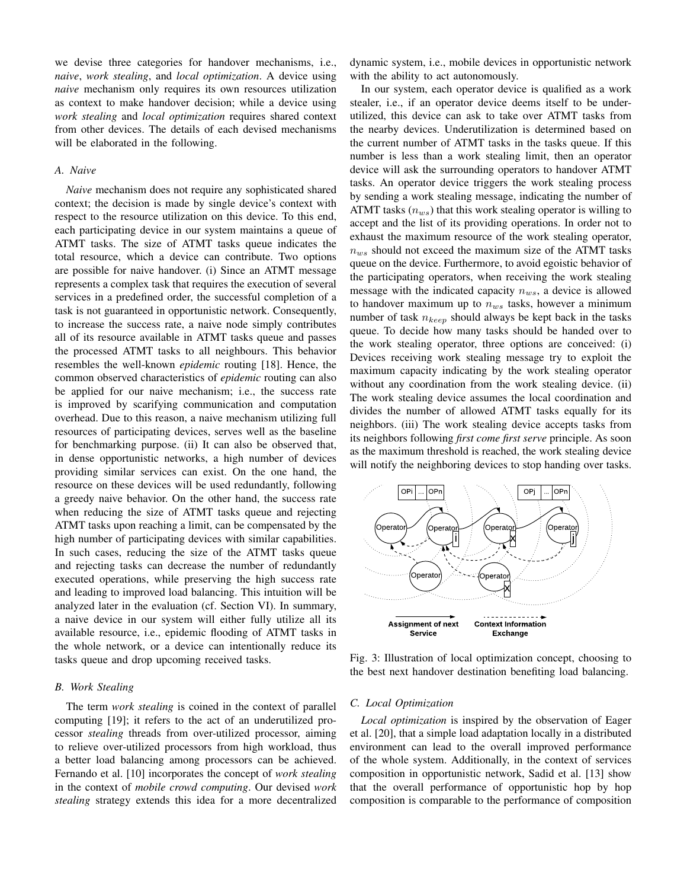we devise three categories for handover mechanisms, i.e., *naive*, *work stealing*, and *local optimization*. A device using *naive* mechanism only requires its own resources utilization as context to make handover decision; while a device using *work stealing* and *local optimization* requires shared context from other devices. The details of each devised mechanisms will be elaborated in the following.

### A. Naive

*Naive* mechanism does not require any sophisticated shared context; the decision is made by single device's context with respect to the resource utilization on this device. To this end, each participating device in our system maintains a queue of ATMT tasks. The size of ATMT tasks queue indicates the total resource, which a device can contribute. Two options are possible for naive handover. (i) Since an ATMT message represents a complex task that requires the execution of several services in a predefined order, the successful completion of a task is not guaranteed in opportunistic network. Consequently, to increase the success rate, a naive node simply contributes all of its resource available in ATMT tasks queue and passes the processed ATMT tasks to all neighbours. This behavior resembles the well-known *epidemic* routing [18]. Hence, the common observed characteristics of *epidemic* routing can also be applied for our naive mechanism; i.e., the success rate is improved by scarifying communication and computation overhead. Due to this reason, a naive mechanism utilizing full resources of participating devices, serves well as the baseline for benchmarking purpose. (ii) It can also be observed that, in dense opportunistic networks, a high number of devices providing similar services can exist. On the one hand, the resource on these devices will be used redundantly, following a greedy naive behavior. On the other hand, the success rate when reducing the size of ATMT tasks queue and rejecting ATMT tasks upon reaching a limit, can be compensated by the high number of participating devices with similar capabilities. In such cases, reducing the size of the ATMT tasks queue and rejecting tasks can decrease the number of redundantly executed operations, while preserving the high success rate and leading to improved load balancing. This intuition will be analyzed later in the evaluation (cf. Section VI). In summary, a naive device in our system will either fully utilize all its available resource, i.e., epidemic flooding of ATMT tasks in the whole network, or a device can intentionally reduce its tasks queue and drop upcoming received tasks.

### B. Work Stealing

The term *work stealing* is coined in the context of parallel computing [19]; it refers to the act of an underutilized processor *stealing* threads from over-utilized processor, aiming to relieve over-utilized processors from high workload, thus a better load balancing among processors can be achieved. Fernando et al. [10] incorporates the concept of *work stealing* in the context of *mobile crowd computing*. Our devised *work stealing* strategy extends this idea for a more decentralized dynamic system, i.e., mobile devices in opportunistic network with the ability to act autonomously.

In our system, each operator device is qualified as a work stealer, i.e., if an operator device deems itself to be underutilized, this device can ask to take over ATMT tasks from the nearby devices. Underutilization is determined based on the current number of ATMT tasks in the tasks queue. If this number is less than a work stealing limit, then an operator device will ask the surrounding operators to handover ATMT tasks. An operator device triggers the work stealing process by sending a work stealing message, indicating the number of ATMT tasks ($n_{ws}$) that this work stealing operator is willing to accept and the list of its providing operations. In order not to exhaust the maximum resource of the work stealing operator, $n_{ws}$ should not exceed the maximum size of the ATMT tasks queue on the device. Furthermore, to avoid egoistic behavior of the participating operators, when receiving the work stealing message with the indicated capacity $n_{ws}$, a device is allowed to handover maximum up to $n_{ws}$ tasks, however a minimum number of task $n_{keep}$ should always be kept back in the tasks queue. To decide how many tasks should be handed over to the work stealing operator, three options are conceived: (i) Devices receiving work stealing message try to exploit the maximum capacity indicating by the work stealing operator without any coordination from the work stealing device. (ii) The work stealing device assumes the local coordination and divides the number of allowed ATMT tasks equally for its neighbors. (iii) The work stealing device accepts tasks from its neighbors following *first come first serve* principle. As soon as the maximum threshold is reached, the work stealing device will notify the neighboring devices to stop handing over tasks.

Fig. 3: Illustration of local optimization concept, choosing to the best next handover destination benefiting load balancing.

### C. Local Optimization

*Local optimization* is inspired by the observation of Eager et al. [20], that a simple load adaptation locally in a distributed environment can lead to the overall improved performance of the whole system. Additionally, in the context of services composition in opportunistic network, Sadid et al. [13] show that the overall performance of opportunistic hop by hop composition is comparable to the performance of composition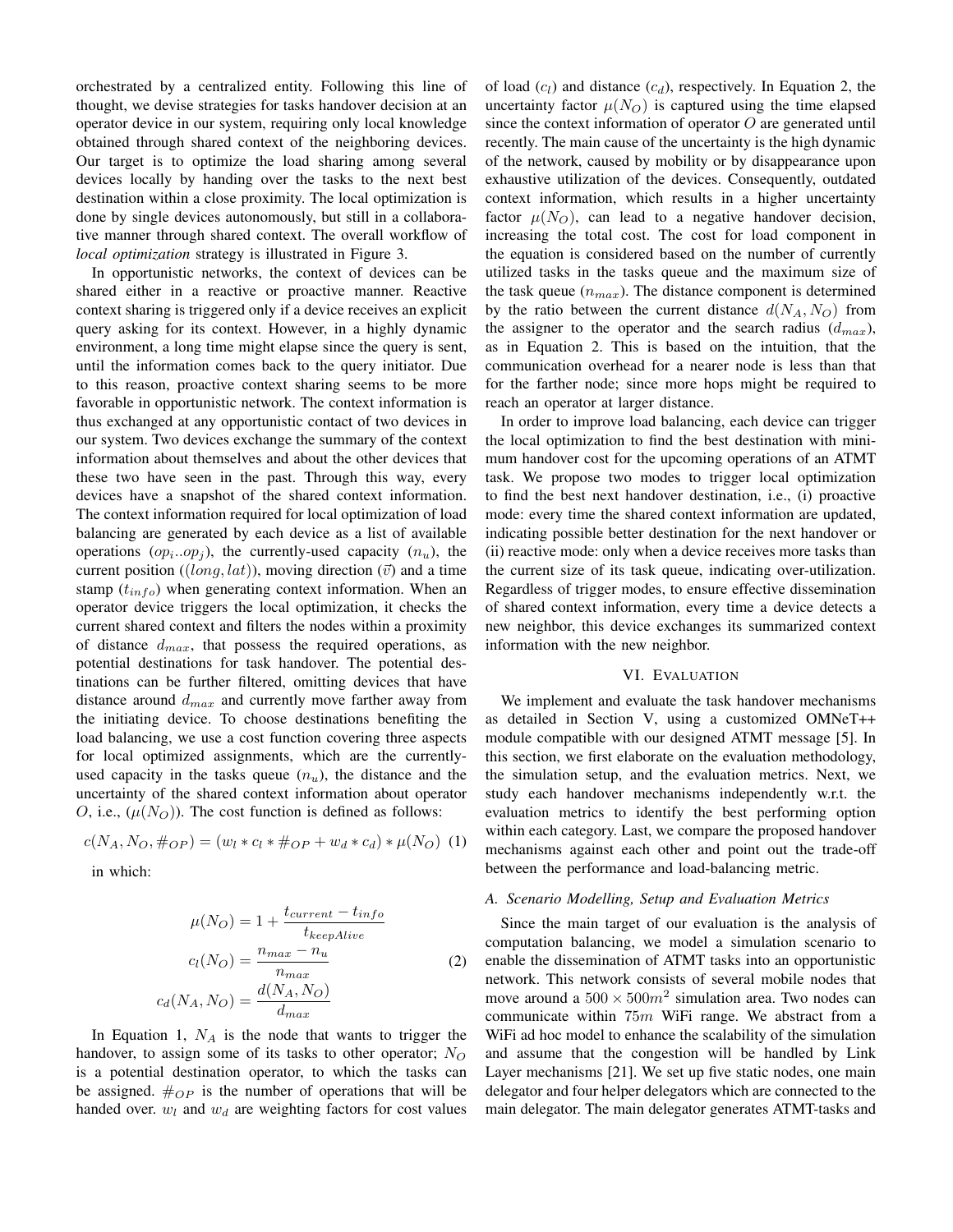orchestrated by a centralized entity. Following this line of thought, we devise strategies for tasks handover decision at an operator device in our system, requiring only local knowledge obtained through shared context of the neighboring devices. Our target is to optimize the load sharing among several devices locally by handing over the tasks to the next best destination within a close proximity. The local optimization is done by single devices autonomously, but still in a collaborative manner through shared context. The overall workflow of *local optimization* strategy is illustrated in Figure 3.

In opportunistic networks, the context of devices can be shared either in a reactive or proactive manner. Reactive context sharing is triggered only if a device receives an explicit query asking for its context. However, in a highly dynamic environment, a long time might elapse since the query is sent, until the information comes back to the query initiator. Due to this reason, proactive context sharing seems to be more favorable in opportunistic network. The context information is thus exchanged at any opportunistic contact of two devices in our system. Two devices exchange the summary of the context information about themselves and about the other devices that these two have seen in the past. Through this way, every devices have a snapshot of the shared context information. The context information required for local optimization of load balancing are generated by each device as a list of available operations ($op_i..op_j$), the currently-used capacity ($n_u$), the current position ($(long, lat)$), moving direction ($\vec{v}$) and a time stamp ($t_{info}$) when generating context information. When an operator device triggers the local optimization, it checks the current shared context and filters the nodes within a proximity of distance $d_{max}$, that possess the required operations, as potential destinations for task handover. The potential destinations can be further filtered, omitting devices that have distance around $d_{max}$ and currently move farther away from the initiating device. To choose destinations benefiting the load balancing, we use a cost function covering three aspects for local optimized assignments, which are the currently-used capacity in the tasks queue ($n_u$), the distance and the uncertainty of the shared context information about operator $O$, i.e., ($\mu(N_O)$). The cost function is defined as follows:

$$c(N_A, N_O, \#_{OP}) = (w_l * c_l * \#_{OP} + w_d * c_d) * \mu(N_O) \quad (1)$$

in which:

$$\begin{aligned} \mu(N_O) &= 1 + \frac{t_{current} - t_{info}}{t_{keepAlive}} \\ c_l(N_O) &= \frac{n_{max} - n_u}{n_{max}} \\ c_d(N_A, N_O) &= \frac{d(N_A, N_O)}{d_{max}} \end{aligned} \quad (2)$$

In Equation 1, $N_A$ is the node that wants to trigger the handover, to assign some of its tasks to other operator; $N_O$ is a potential destination operator, to which the tasks can be assigned. $\#_{OP}$ is the number of operations that will be handed over. $w_l$ and $w_d$ are weighting factors for cost values of load ($c_l$) and distance ($c_d$), respectively. In Equation 2, the uncertainty factor $\mu(N_O)$ is captured using the time elapsed since the context information of operator $O$ are generated until recently. The main cause of the uncertainty is the high dynamic of the network, caused by mobility or by disappearance upon exhaustive utilization of the devices. Consequently, outdated context information, which results in a higher uncertainty factor $\mu(N_O)$, can lead to a negative handover decision, increasing the total cost. The cost for load component in the equation is considered based on the number of currently utilized tasks in the tasks queue and the maximum size of the task queue ($n_{max}$). The distance component is determined by the ratio between the current distance $d(N_A, N_O)$ from the assigner to the operator and the search radius ($d_{max}$), as in Equation 2. This is based on the intuition, that the communication overhead for a nearer node is less than that for the farther node; since more hops might be required to reach an operator at larger distance.

In order to improve load balancing, each device can trigger the local optimization to find the best destination with minimum handover cost for the upcoming operations of an ATMT task. We propose two modes to trigger local optimization to find the best next handover destination, i.e., (i) proactive mode: every time the shared context information are updated, indicating possible better destination for the next handover or (ii) reactive mode: only when a device receives more tasks than the current size of its task queue, indicating over-utilization. Regardless of trigger modes, to ensure effective dissemination of shared context information, every time a device detects a new neighbor, this device exchanges its summarized context information with the new neighbor.

## VI. Evaluation

We implement and evaluate the task handover mechanisms as detailed in Section V, using a customized OMNeT++ module compatible with our designed ATMT message [5]. In this section, we first elaborate on the evaluation methodology, the simulation setup, and the evaluation metrics. Next, we study each handover mechanisms independently w.r.t. the evaluation metrics to identify the best performing option within each category. Last, we compare the proposed handover mechanisms against each other and point out the trade-off between the performance and load-balancing metric.

### A. Scenario Modelling, Setup and Evaluation Metrics

Since the main target of our evaluation is the analysis of computation balancing, we model a simulation scenario to enable the dissemination of ATMT tasks into an opportunistic network. This network consists of several mobile nodes that move around a $500 \times 500 m^2$ simulation area. Two nodes can communicate within $75m$ WiFi range. We abstract from a WiFi ad hoc model to enhance the scalability of the simulation and assume that the congestion will be handled by Link Layer mechanisms [21]. We set up five static nodes, one main delegator and four helper delegators which are connected to the main delegator. The main delegator generates ATMT-tasks and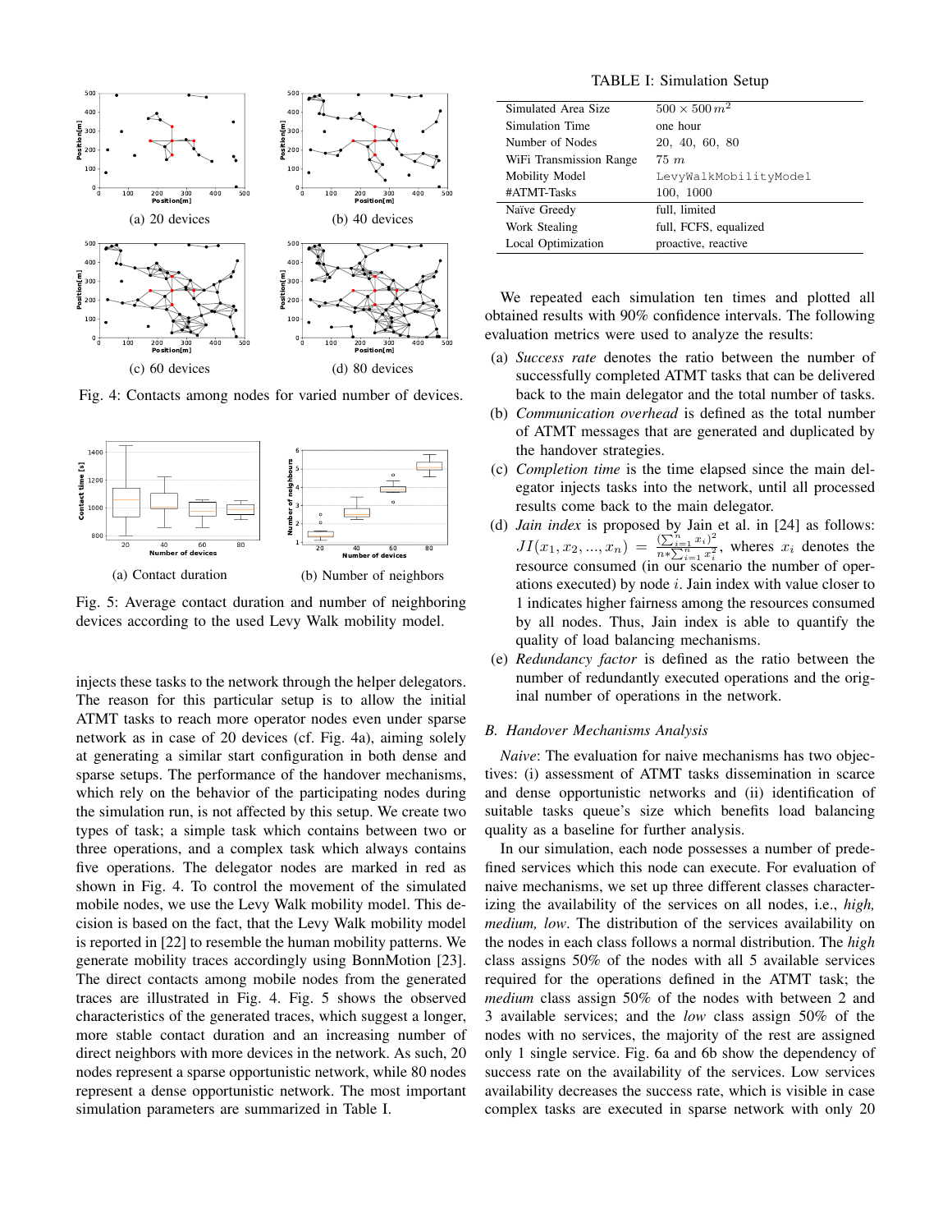(a) 20 devices

(b) 40 devices

(c) 60 devices

(d) 80 devices

Fig. 4: Contacts among nodes for varied number of devices.

(a) Contact duration

(b) Number of neighbors

Fig. 5: Average contact duration and number of neighboring devices according to the used Levy Walk mobility model.

injects these tasks to the network through the helper delegators. The reason for this particular setup is to allow the initial ATMT tasks to reach more operator nodes even under sparse network as in case of 20 devices (cf. Fig. 4a), aiming solely at generating a similar start configuration in both dense and sparse setups. The performance of the handover mechanisms, which rely on the behavior of the participating nodes during the simulation run, is not affected by this setup. We create two types of task; a simple task which contains between two or three operations, and a complex task which always contains five operations. The delegator nodes are marked in red as shown in Fig. 4. To control the movement of the simulated mobile nodes, we use the Levy Walk mobility model. This decision is based on the fact, that the Levy Walk mobility model is reported in [22] to resemble the human mobility patterns. We generate mobility traces accordingly using BonnMotion [23]. The direct contacts among mobile nodes from the generated traces are illustrated in Fig. 4. Fig. 5 shows the observed characteristics of the generated traces, which suggest a longer, more stable contact duration and an increasing number of direct neighbors with more devices in the network. As such, 20 nodes represent a sparse opportunistic network, while 80 nodes represent a dense opportunistic network. The most important simulation parameters are summarized in Table I.

TABLE I: Simulation Setup

| | |
|---|---|
| Simulated Area Size | $500 \times 500\, m^2$ |
| Simulation Time | one hour |
| Number of Nodes | 20, 40, 60, 80 |
| WiFi Transmission Range | 75 $m$ |
| Mobility Model | `LevyWalkMobilityModel` |
| #ATMT-Tasks | 100, 1000 |
| Naïve Greedy | full, limited |
| Work Stealing | full, FCFS, equalized |
| Local Optimization | proactive, reactive |

We repeated each simulation ten times and plotted all obtained results with 90% confidence intervals. The following evaluation metrics were used to analyze the results:

(a) *Success rate* denotes the ratio between the number of successfully completed ATMT tasks that can be delivered back to the main delegator and the total number of tasks.
(b) *Communication overhead* is defined as the total number of ATMT messages that are generated and duplicated by the handover strategies.
(c) *Completion time* is the time elapsed since the main delegator injects tasks into the network, until all processed results come back to the main delegator.
(d) *Jain index* is proposed by Jain et al. in [24] as follows: $JI(x_1, x_2, ..., x_n) = \frac{(\sum_{i=1}^{n} x_i)^2}{n * \sum_{i=1}^{n} x_i^2}$, wheres $x_i$ denotes the resource consumed (in our scenario the number of operations executed) by node $i$. Jain index with value closer to 1 indicates higher fairness among the resources consumed by all nodes. Thus, Jain index is able to quantify the quality of load balancing mechanisms.
(e) *Redundancy factor* is defined as the ratio between the number of redundantly executed operations and the original number of operations in the network.

### B. Handover Mechanisms Analysis

*Naive*: The evaluation for naive mechanisms has two objectives: (i) assessment of ATMT tasks dissemination in scarce and dense opportunistic networks and (ii) identification of suitable tasks queue's size which benefits load balancing quality as a baseline for further analysis.

In our simulation, each node possesses a number of predefined services which this node can execute. For evaluation of naive mechanisms, we set up three different classes characterizing the availability of the services on all nodes, i.e., *high, medium, low*. The distribution of the services availability on the nodes in each class follows a normal distribution. The *high* class assigns 50% of the nodes with all 5 available services required for the operations defined in the ATMT task; the *medium* class assign 50% of the nodes with between 2 and 3 available services; and the *low* class assign 50% of the nodes with no services, the majority of the rest are assigned only 1 single service. Fig. 6a and 6b show the dependency of success rate on the availability of the services. Low services availability decreases the success rate, which is visible in case complex tasks are executed in sparse network with only 20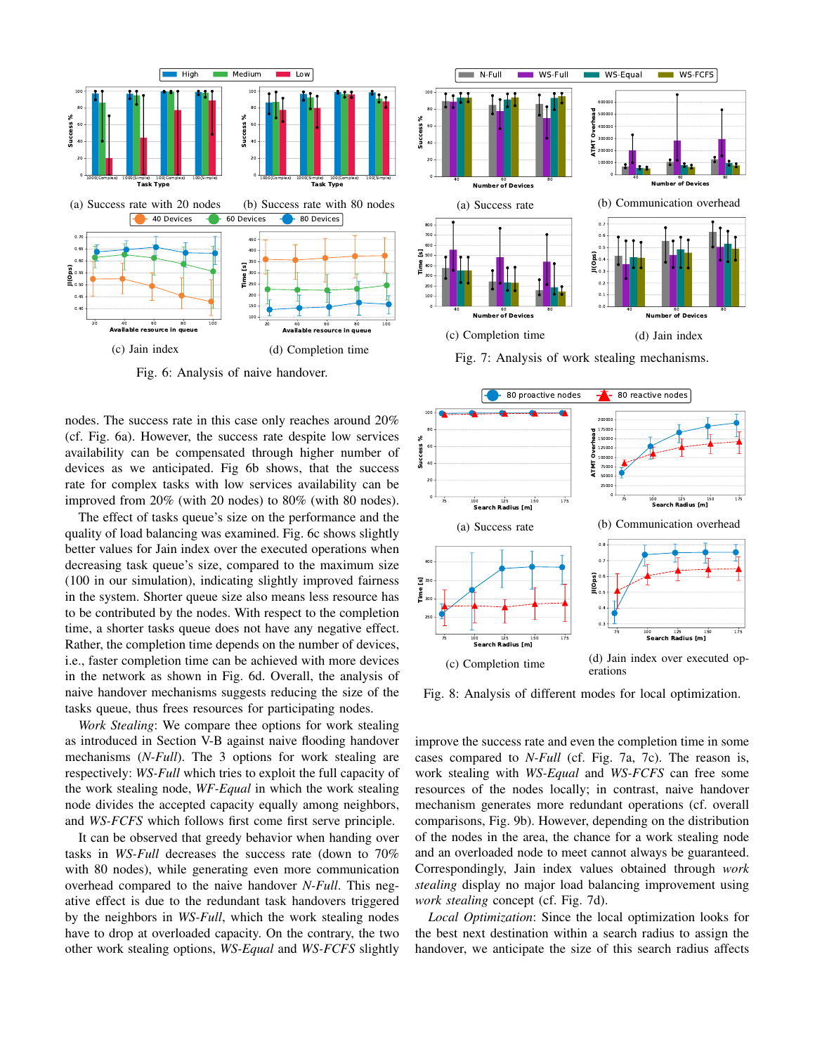(a) Success rate with 20 nodes

(b) Success rate with 80 nodes

(c) Jain index

(d) Completion time

Fig. 6: Analysis of naive handover.

(a) Success rate

(b) Communication overhead

(c) Completion time

(d) Jain index

Fig. 7: Analysis of work stealing mechanisms.

(a) Success rate

(b) Communication overhead

(c) Completion time

(d) Jain index over executed operations

Fig. 8: Analysis of different modes for local optimization.

nodes. The success rate in this case only reaches around 20% (cf. Fig. 6a). However, the success rate despite low services availability can be compensated through higher number of devices as we anticipated. Fig 6b shows, that the success rate for complex tasks with low services availability can be improved from 20% (with 20 nodes) to 80% (with 80 nodes).

The effect of tasks queue's size on the performance and the quality of load balancing was examined. Fig. 6c shows slightly better values for Jain index over the executed operations when decreasing task queue's size, compared to the maximum size (100 in our simulation), indicating slightly improved fairness in the system. Shorter queue size also means less resource has to be contributed by the nodes. With respect to the completion time, a shorter tasks queue does not have any negative effect. Rather, the completion time depends on the number of devices, i.e., faster completion time can be achieved with more devices in the network as shown in Fig. 6d. Overall, the analysis of naive handover mechanisms suggests reducing the size of the tasks queue, thus frees resources for participating nodes.

*Work Stealing*: We compare thee options for work stealing as introduced in Section V-B against naive flooding handover mechanisms (*N-Full*). The 3 options for work stealing are respectively: *WS-Full* which tries to exploit the full capacity of the work stealing node, *WF-Equal* in which the work stealing node divides the accepted capacity equally among neighbors, and *WS-FCFS* which follows first come first serve principle.

It can be observed that greedy behavior when handing over tasks in *WS-Full* decreases the success rate (down to 70% with 80 nodes), while generating even more communication overhead compared to the naive handover *N-Full*. This negative effect is due to the redundant task handovers triggered by the neighbors in *WS-Full*, which the work stealing nodes have to drop at overloaded capacity. On the contrary, the two other work stealing options, *WS-Equal* and *WS-FCFS* slightly improve the success rate and even the completion time in some cases compared to *N-Full* (cf. Fig. 7a, 7c). The reason is, work stealing with *WS-Equal* and *WS-FCFS* can free some resources of the nodes locally; in contrast, naive handover mechanism generates more redundant operations (cf. overall comparisons, Fig. 9b). However, depending on the distribution of the nodes in the area, the chance for a work stealing node and an overloaded node to meet cannot always be guaranteed. Correspondingly, Jain index values obtained through *work stealing* display no major load balancing improvement using *work stealing* concept (cf. Fig. 7d).

*Local Optimization*: Since the local optimization looks for the best next destination within a search radius to assign the handover, we anticipate the size of this search radius affects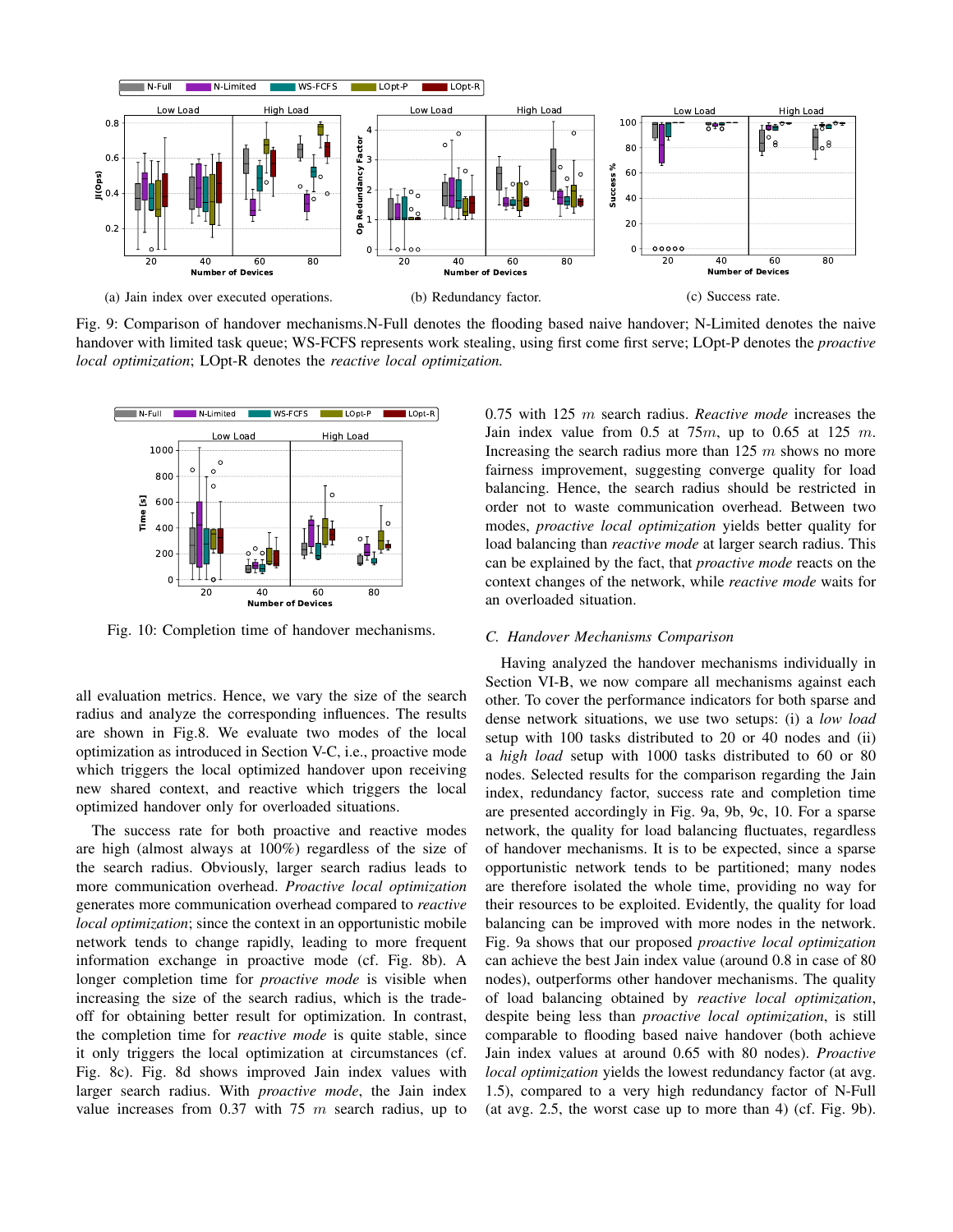(a) Jain index over executed operations.

(b) Redundancy factor.

(c) Success rate.

Fig. 9: Comparison of handover mechanisms.N-Full denotes the flooding based naive handover; N-Limited denotes the naive handover with limited task queue; WS-FCFS represents work stealing, using first come first serve; LOpt-P denotes the *proactive local optimization*; LOpt-R denotes the *reactive local optimization.*

Fig. 10: Completion time of handover mechanisms.

all evaluation metrics. Hence, we vary the size of the search radius and analyze the corresponding influences. The results are shown in Fig.8. We evaluate two modes of the local optimization as introduced in Section V-C, i.e., proactive mode which triggers the local optimized handover upon receiving new shared context, and reactive which triggers the local optimized handover only for overloaded situations.

The success rate for both proactive and reactive modes are high (almost always at 100%) regardless of the size of the search radius. Obviously, larger search radius leads to more communication overhead. *Proactive local optimization* generates more communication overhead compared to *reactive local optimization*; since the context in an opportunistic mobile network tends to change rapidly, leading to more frequent information exchange in proactive mode (cf. Fig. 8b). A longer completion time for *proactive mode* is visible when increasing the size of the search radius, which is the trade-off for obtaining better result for optimization. In contrast, the completion time for *reactive mode* is quite stable, since it only triggers the local optimization at circumstances (cf. Fig. 8c). Fig. 8d shows improved Jain index values with larger search radius. With *proactive mode*, the Jain index value increases from 0.37 with 75 $m$ search radius, up to 0.75 with 125 $m$ search radius. *Reactive mode* increases the Jain index value from 0.5 at $75m$, up to 0.65 at 125 $m$. Increasing the search radius more than 125 $m$ shows no more fairness improvement, suggesting converge quality for load balancing. Hence, the search radius should be restricted in order not to waste communication overhead. Between two modes, *proactive local optimization* yields better quality for load balancing than *reactive mode* at larger search radius. This can be explained by the fact, that *proactive mode* reacts on the context changes of the network, while *reactive mode* waits for an overloaded situation.

### C. Handover Mechanisms Comparison

Having analyzed the handover mechanisms individually in Section VI-B, we now compare all mechanisms against each other. To cover the performance indicators for both sparse and dense network situations, we use two setups: (i) a *low load* setup with 100 tasks distributed to 20 or 40 nodes and (ii) a *high load* setup with 1000 tasks distributed to 60 or 80 nodes. Selected results for the comparison regarding the Jain index, redundancy factor, success rate and completion time are presented accordingly in Fig. 9a, 9b, 9c, 10. For a sparse network, the quality for load balancing fluctuates, regardless of handover mechanisms. It is to be expected, since a sparse opportunistic network tends to be partitioned; many nodes are therefore isolated the whole time, providing no way for their resources to be exploited. Evidently, the quality for load balancing can be improved with more nodes in the network. Fig. 9a shows that our proposed *proactive local optimization* can achieve the best Jain index value (around 0.8 in case of 80 nodes), outperforms other handover mechanisms. The quality of load balancing obtained by *reactive local optimization*, despite being less than *proactive local optimization*, is still comparable to flooding based naive handover (both achieve Jain index values at around 0.65 with 80 nodes). *Proactive local optimization* yields the lowest redundancy factor (at avg. 1.5), compared to a very high redundancy factor of N-Full (at avg. 2.5, the worst case up to more than 4) (cf. Fig. 9b).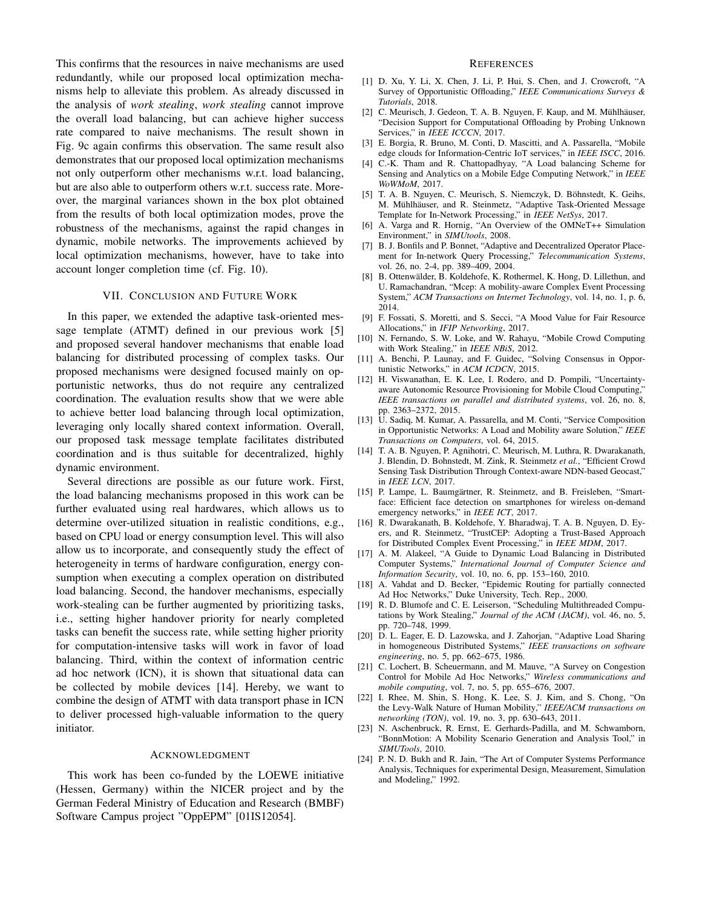This confirms that the resources in naive mechanisms are used redundantly, while our proposed local optimization mechanisms help to alleviate this problem. As already discussed in the analysis of *work stealing*, *work stealing* cannot improve the overall load balancing, but can achieve higher success rate compared to naive mechanisms. The result shown in Fig. 9c again confirms this observation. The same result also demonstrates that our proposed local optimization mechanisms not only outperform other mechanisms w.r.t. load balancing, but are also able to outperform others w.r.t. success rate. Moreover, the marginal variances shown in the box plot obtained from the results of both local optimization modes, prove the robustness of the mechanisms, against the rapid changes in dynamic, mobile networks. The improvements achieved by local optimization mechanisms, however, have to take into account longer completion time (cf. Fig. 10).

## VII. Conclusion and Future Work

In this paper, we extended the adaptive task-oriented message template (ATMT) defined in our previous work [5] and proposed several handover mechanisms that enable load balancing for distributed processing of complex tasks. Our proposed mechanisms were designed focused mainly on opportunistic networks, thus do not require any centralized coordination. The evaluation results show that we were able to achieve better load balancing through local optimization, leveraging only locally shared context information. Overall, our proposed task message template facilitates distributed coordination and is thus suitable for decentralized, highly dynamic environment.

Several directions are possible as our future work. First, the load balancing mechanisms proposed in this work can be further evaluated using real hardwares, which allows us to determine over-utilized situation in realistic conditions, e.g., based on CPU load or energy consumption level. This will also allow us to incorporate, and consequently study the effect of heterogeneity in terms of hardware configuration, energy consumption when executing a complex operation on distributed load balancing. Second, the handover mechanisms, especially work-stealing can be further augmented by prioritizing tasks, i.e., setting higher handover priority for nearly completed tasks can benefit the success rate, while setting higher priority for computation-intensive tasks will work in favor of load balancing. Third, within the context of information centric ad hoc network (ICN), it is shown that situational data can be collected by mobile devices [14]. Hereby, we want to combine the design of ATMT with data transport phase in ICN to deliver processed high-valuable information to the query initiator.

## Acknowledgment

This work has been co-funded by the LOEWE initiative (Hessen, Germany) within the NICER project and by the German Federal Ministry of Education and Research (BMBF) Software Campus project "OppEPM" [01IS12054].

## References

[1] D. Xu, Y. Li, X. Chen, J. Li, P. Hui, S. Chen, and J. Crowcroft, "A Survey of Opportunistic Offloading," *IEEE Communications Surveys & Tutorials*, 2018.

[2] C. Meurisch, J. Gedeon, T. A. B. Nguyen, F. Kaup, and M. Mühlhäuser, "Decision Support for Computational Offloading by Probing Unknown Services," in *IEEE ICCCN*, 2017.

[3] E. Borgia, R. Bruno, M. Conti, D. Mascitti, and A. Passarella, "Mobile edge clouds for Information-Centric IoT services," in *IEEE ISCC*, 2016.

[4] C.-K. Tham and R. Chattopadhyay, "A Load balancing Scheme for Sensing and Analytics on a Mobile Edge Computing Network," in *IEEE WoWMoM*, 2017.

[5] T. A. B. Nguyen, C. Meurisch, S. Niemczyk, D. Böhnstedt, K. Geihs, M. Mühlhäuser, and R. Steinmetz, "Adaptive Task-Oriented Message Template for In-Network Processing," in *IEEE NetSys*, 2017.

[6] A. Varga and R. Hornig, "An Overview of the OMNeT++ Simulation Environment," in *SIMUtools*, 2008.

[7] B. J. Bonfils and P. Bonnet, "Adaptive and Decentralized Operator Placement for In-network Query Processing," *Telecommunication Systems*, vol. 26, no. 2-4, pp. 389–409, 2004.

[8] B. Ottenwälder, B. Koldehofe, K. Rothermel, K. Hong, D. Lillethun, and U. Ramachandran, "Mcep: A mobility-aware Complex Event Processing System," *ACM Transactions on Internet Technology*, vol. 14, no. 1, p. 6, 2014.

[9] F. Fossati, S. Moretti, and S. Secci, "A Mood Value for Fair Resource Allocations," in *IFIP Networking*, 2017.

[10] N. Fernando, S. W. Loke, and W. Rahayu, "Mobile Crowd Computing with Work Stealing," in *IEEE NBiS*, 2012.

[11] A. Benchi, P. Launay, and F. Guidec, "Solving Consensus in Opportunistic Networks," in *ACM ICDCN*, 2015.

[12] H. Viswanathan, E. K. Lee, I. Rodero, and D. Pompili, "Uncertainty-aware Autonomic Resource Provisioning for Mobile Cloud Computing," *IEEE transactions on parallel and distributed systems*, vol. 26, no. 8, pp. 2363–2372, 2015.

[13] U. Sadiq, M. Kumar, A. Passarella, and M. Conti, "Service Composition in Opportunistic Networks: A Load and Mobility aware Solution," *IEEE Transactions on Computers*, vol. 64, 2015.

[14] T. A. B. Nguyen, P. Agnihotri, C. Meurisch, M. Luthra, R. Dwarakanath, J. Blendin, D. Bohnstedt, M. Zink, R. Steinmetz *et al.*, "Efficient Crowd Sensing Task Distribution Through Context-aware NDN-based Geocast," in *IEEE LCN*, 2017.

[15] P. Lampe, L. Baumgärtner, R. Steinmetz, and B. Freisleben, "Smartface: Efficient face detection on smartphones for wireless on-demand emergency networks," in *IEEE ICT*, 2017.

[16] R. Dwarakanath, B. Koldehofe, Y. Bharadwaj, T. A. B. Nguyen, D. Eyers, and R. Steinmetz, "TrustCEP: Adopting a Trust-Based Approach for Distributed Complex Event Processing," in *IEEE MDM*, 2017.

[17] A. M. Alakeel, "A Guide to Dynamic Load Balancing in Distributed Computer Systems," *International Journal of Computer Science and Information Security*, vol. 10, no. 6, pp. 153–160, 2010.

[18] A. Vahdat and D. Becker, "Epidemic Routing for partially connected Ad Hoc Networks," Duke University, Tech. Rep., 2000.

[19] R. D. Blumofe and C. E. Leiserson, "Scheduling Multithreaded Computations by Work Stealing," *Journal of the ACM (JACM)*, vol. 46, no. 5, pp. 720–748, 1999.

[20] D. L. Eager, E. D. Lazowska, and J. Zahorjan, "Adaptive Load Sharing in homogeneous Distributed Systems," *IEEE transactions on software engineering*, no. 5, pp. 662–675, 1986.

[21] C. Lochert, B. Scheuermann, and M. Mauve, "A Survey on Congestion Control for Mobile Ad Hoc Networks," *Wireless communications and mobile computing*, vol. 7, no. 5, pp. 655–676, 2007.

[22] I. Rhee, M. Shin, S. Hong, K. Lee, S. J. Kim, and S. Chong, "On the Levy-Walk Nature of Human Mobility," *IEEE/ACM transactions on networking (TON)*, vol. 19, no. 3, pp. 630–643, 2011.

[23] N. Aschenbruck, R. Ernst, E. Gerhards-Padilla, and M. Schwamborn, "BonnMotion: A Mobility Scenario Generation and Analysis Tool," in *SIMUTools*, 2010.

[24] P. N. D. Bukh and R. Jain, "The Art of Computer Systems Performance Analysis, Techniques for experimental Design, Measurement, Simulation and Modeling," 1992.